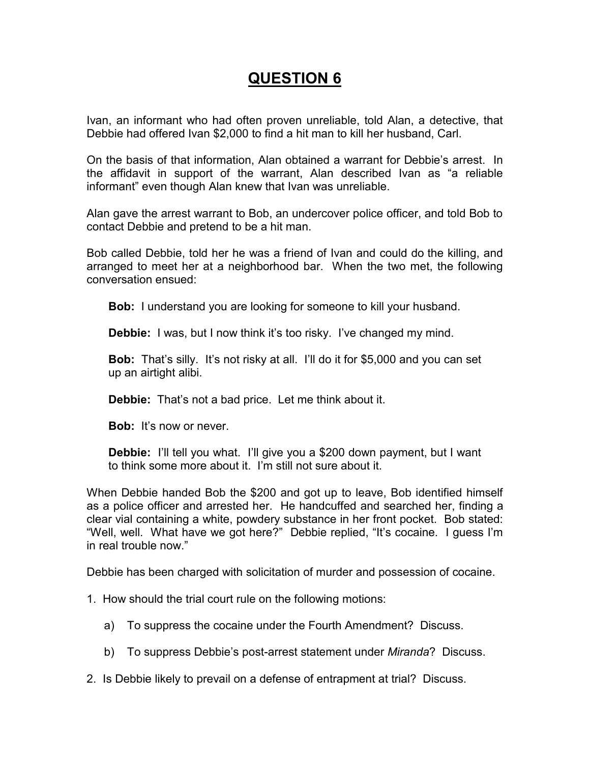# QUESTION 6

Ivan, an informant who had often proven unreliable, told Alan, a detective, that Debbie had offered Ivan $2,000 to find a hit man to kill her husband, Carl.

On the basis of that information, Alan obtained a warrant for Debbie's arrest. In the affidavit in support of the warrant, Alan described Ivan as "a reliable informant" even though Alan knew that Ivan was unreliable.

Alan gave the arrest warrant to Bob, an undercover police officer, and told Bob to contact Debbie and pretend to be a hit man.

Bob called Debbie, told her he was a friend of Ivan and could do the killing, and arranged to meet her at a neighborhood bar. When the two met, the following conversation ensued:

> **Bob:** I understand you are looking for someone to kill your husband.
>
> **Debbie:** I was, but I now think it's too risky. I've changed my mind.
>
> **Bob:** That's silly. It's not risky at all. I'll do it for $5,000 and you can set up an airtight alibi.
>
> **Debbie:** That's not a bad price. Let me think about it.
>
> **Bob:** It's now or never.
>
> **Debbie:** I'll tell you what. I'll give you a $200 down payment, but I want to think some more about it. I'm still not sure about it.

When Debbie handed Bob the $200 and got up to leave, Bob identified himself as a police officer and arrested her. He handcuffed and searched her, finding a clear vial containing a white, powdery substance in her front pocket. Bob stated: "Well, well. What have we got here?" Debbie replied, "It's cocaine. I guess I'm in real trouble now."

Debbie has been charged with solicitation of murder and possession of cocaine.

1. How should the trial court rule on the following motions:

    a) To suppress the cocaine under the Fourth Amendment? Discuss.

    b) To suppress Debbie's post-arrest statement under *Miranda*? Discuss.

2. Is Debbie likely to prevail on a defense of entrapment at trial? Discuss.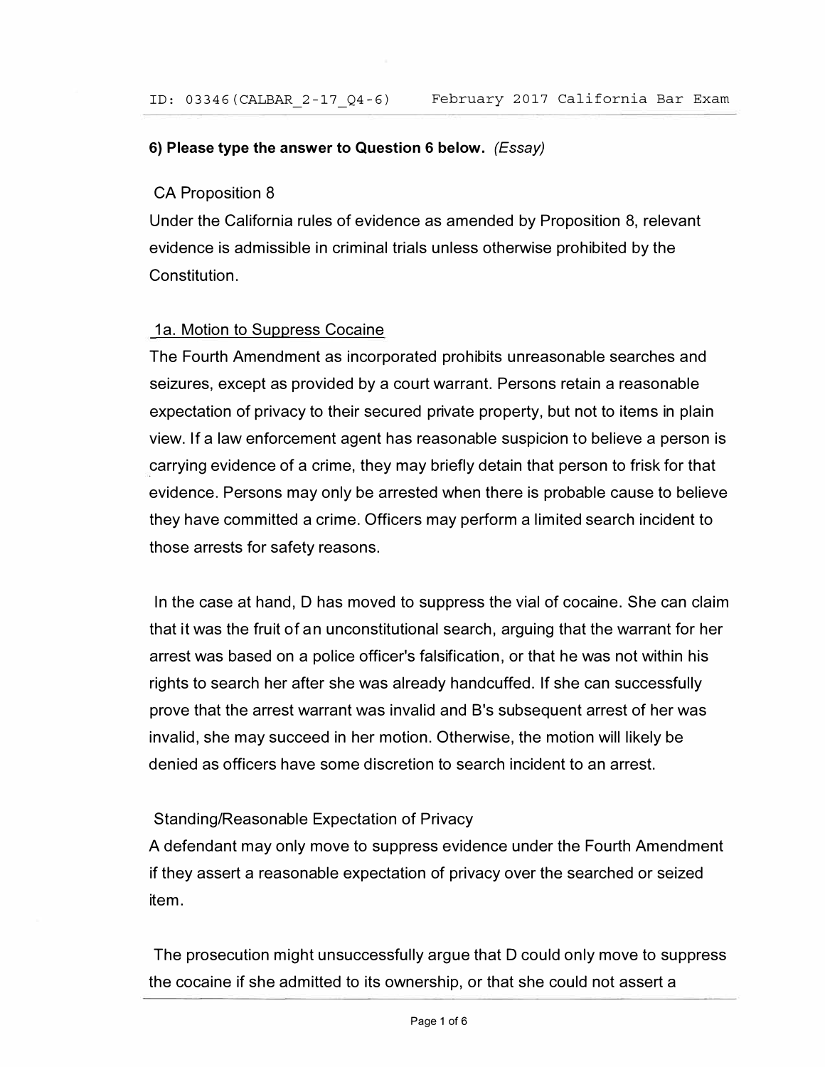### 6) Please type the answer to Question 6 below. *(Essay)*

CA Proposition 8

Under the California rules of evidence as amended by Proposition 8, relevant evidence is admissible in criminal trials unless otherwise prohibited by the Constitution.

1a. Motion to Suppress Cocaine

The Fourth Amendment as incorporated prohibits unreasonable searches and seizures, except as provided by a court warrant. Persons retain a reasonable expectation of privacy to their secured private property, but not to items in plain view. If a law enforcement agent has reasonable suspicion to believe a person is carrying evidence of a crime, they may briefly detain that person to frisk for that evidence. Persons may only be arrested when there is probable cause to believe they have committed a crime. Officers may perform a limited search incident to those arrests for safety reasons.

In the case at hand, D has moved to suppress the vial of cocaine. She can claim that it was the fruit of an unconstitutional search, arguing that the warrant for her arrest was based on a police officer's falsification, or that he was not within his rights to search her after she was already handcuffed. If she can successfully prove that the arrest warrant was invalid and B's subsequent arrest of her was invalid, she may succeed in her motion. Otherwise, the motion will likely be denied as officers have some discretion to search incident to an arrest.

Standing/Reasonable Expectation of Privacy

A defendant may only move to suppress evidence under the Fourth Amendment if they assert a reasonable expectation of privacy over the searched or seized item.

The prosecution might unsuccessfully argue that D could only move to suppress the cocaine if she admitted to its ownership, or that she could not assert a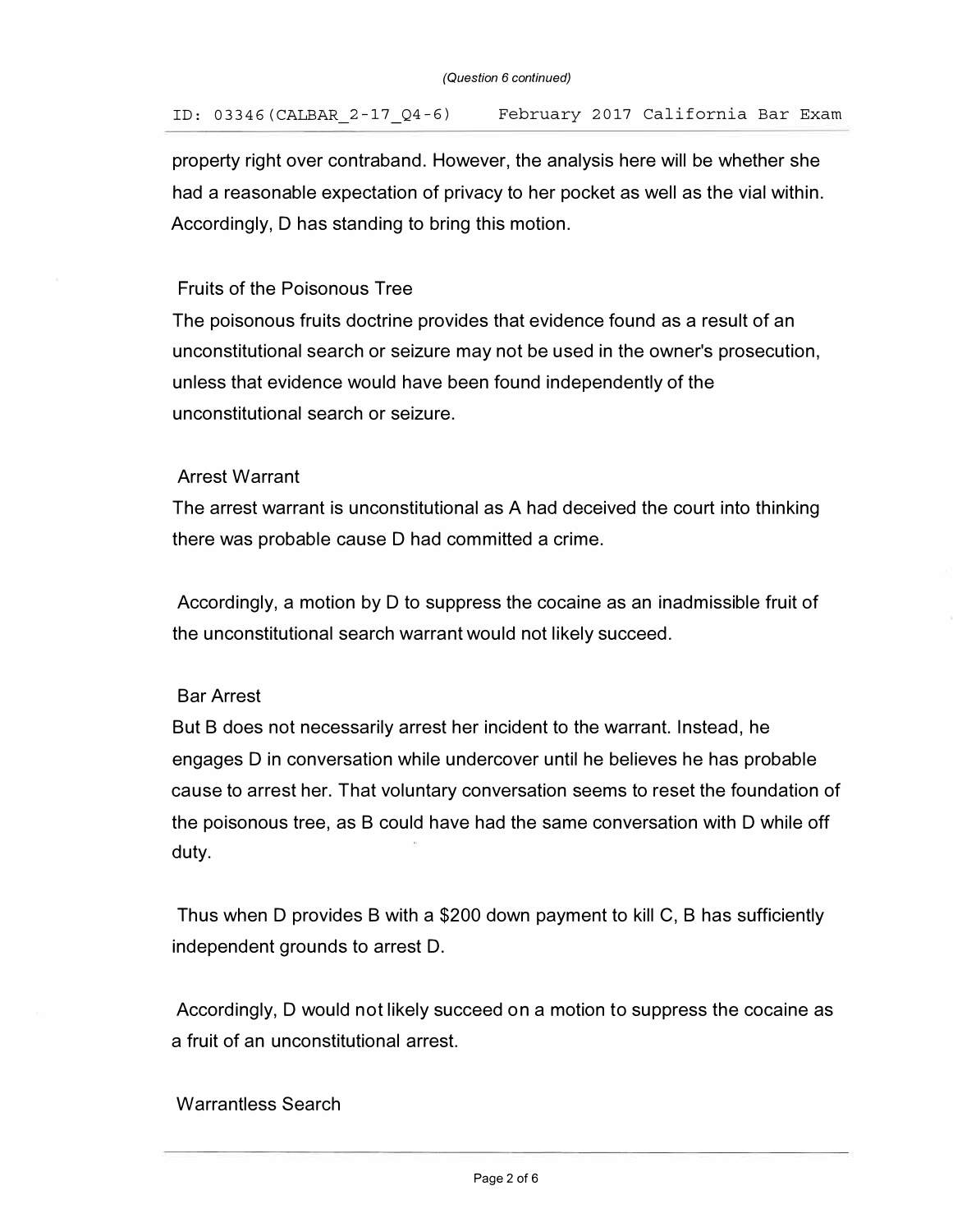property right over contraband. However, the analysis here will be whether she had a reasonable expectation of privacy to her pocket as well as the vial within. Accordingly, D has standing to bring this motion.

Fruits of the Poisonous Tree

The poisonous fruits doctrine provides that evidence found as a result of an unconstitutional search or seizure may not be used in the owner's prosecution, unless that evidence would have been found independently of the unconstitutional search or seizure.

Arrest Warrant

The arrest warrant is unconstitutional as A had deceived the court into thinking there was probable cause D had committed a crime.

Accordingly, a motion by D to suppress the cocaine as an inadmissible fruit of the unconstitutional search warrant would not likely succeed.

Bar Arrest

But B does not necessarily arrest her incident to the warrant. Instead, he engages D in conversation while undercover until he believes he has probable cause to arrest her. That voluntary conversation seems to reset the foundation of the poisonous tree, as B could have had the same conversation with D while off duty.

Thus when D provides B with a $200 down payment to kill C, B has sufficiently independent grounds to arrest D.

Accordingly, D would not likely succeed on a motion to suppress the cocaine as a fruit of an unconstitutional arrest.

Warrantless Search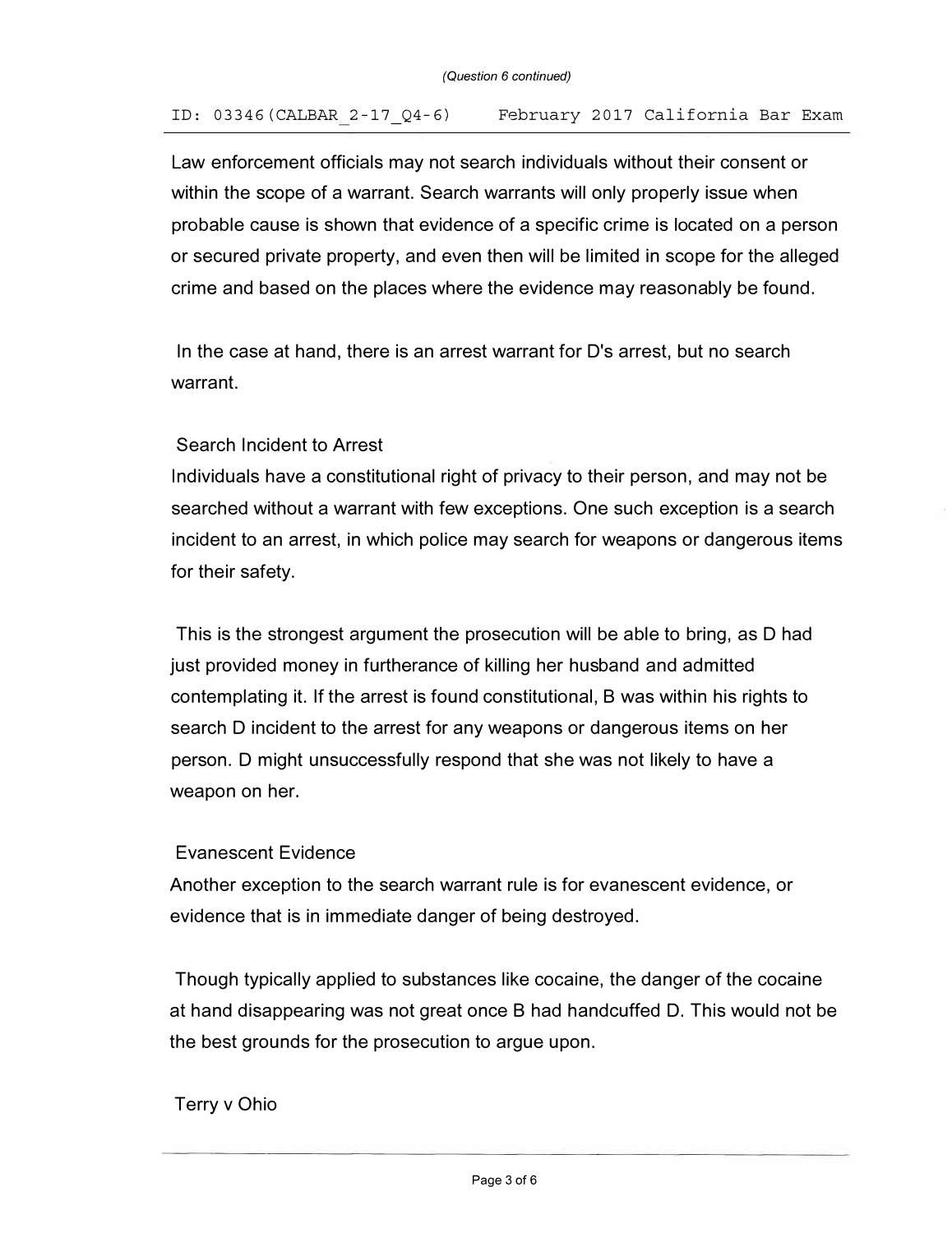Law enforcement officials may not search individuals without their consent or within the scope of a warrant. Search warrants will only properly issue when probable cause is shown that evidence of a specific crime is located on a person or secured private property, and even then will be limited in scope for the alleged crime and based on the places where the evidence may reasonably be found.

In the case at hand, there is an arrest warrant for D's arrest, but no search warrant.

Search Incident to Arrest

Individuals have a constitutional right of privacy to their person, and may not be searched without a warrant with few exceptions. One such exception is a search incident to an arrest, in which police may search for weapons or dangerous items for their safety.

This is the strongest argument the prosecution will be able to bring, as D had just provided money in furtherance of killing her husband and admitted contemplating it. If the arrest is found constitutional, B was within his rights to search D incident to the arrest for any weapons or dangerous items on her person. D might unsuccessfully respond that she was not likely to have a weapon on her.

Evanescent Evidence

Another exception to the search warrant rule is for evanescent evidence, or evidence that is in immediate danger of being destroyed.

Though typically applied to substances like cocaine, the danger of the cocaine at hand disappearing was not great once B had handcuffed D. This would not be the best grounds for the prosecution to argue upon.

Terry v Ohio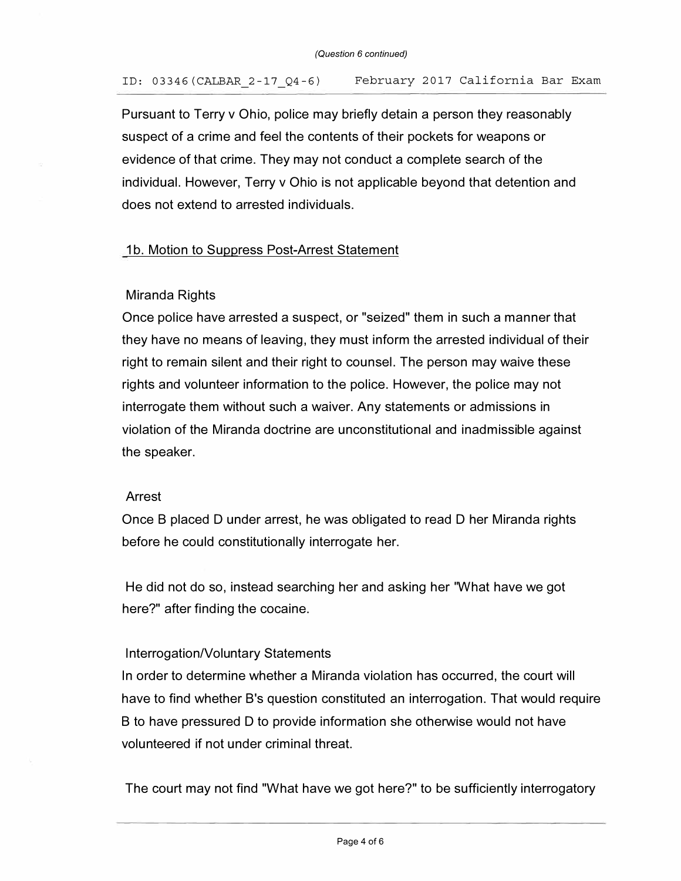Pursuant to Terry v Ohio, police may briefly detain a person they reasonably suspect of a crime and feel the contents of their pockets for weapons or evidence of that crime. They may not conduct a complete search of the individual. However, Terry v Ohio is not applicable beyond that detention and does not extend to arrested individuals.

_1b. Motion to Suppress Post-Arrest Statement

Miranda Rights
Once police have arrested a suspect, or "seized" them in such a manner that they have no means of leaving, they must inform the arrested individual of their right to remain silent and their right to counsel. The person may waive these rights and volunteer information to the police. However, the police may not interrogate them without such a waiver. Any statements or admissions in violation of the Miranda doctrine are unconstitutional and inadmissible against the speaker.

Arrest
Once B placed D under arrest, he was obligated to read D her Miranda rights before he could constitutionally interrogate her.

He did not do so, instead searching her and asking her "What have we got here?" after finding the cocaine.

Interrogation/Voluntary Statements
In order to determine whether a Miranda violation has occurred, the court will have to find whether B's question constituted an interrogation. That would require B to have pressured D to provide information she otherwise would not have volunteered if not under criminal threat.

The court may not find "What have we got here?" to be sufficiently interrogatory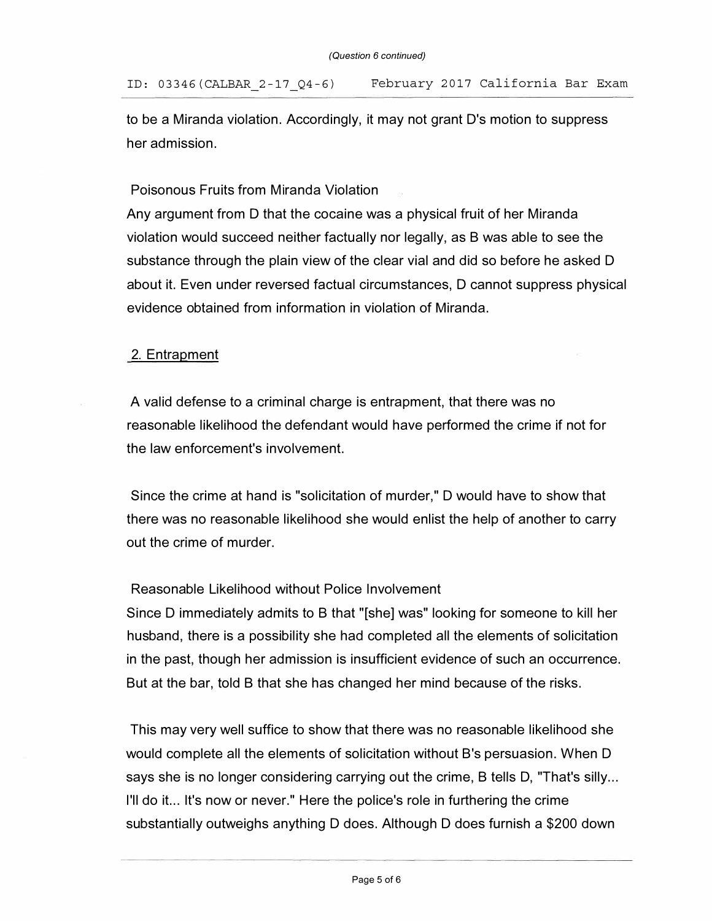to be a Miranda violation. Accordingly, it may not grant D's motion to suppress her admission.

Poisonous Fruits from Miranda Violation

Any argument from D that the cocaine was a physical fruit of her Miranda violation would succeed neither factually nor legally, as B was able to see the substance through the plain view of the clear vial and did so before he asked D about it. Even under reversed factual circumstances, D cannot suppress physical evidence obtained from information in violation of Miranda.

2. Entrapment

A valid defense to a criminal charge is entrapment, that there was no reasonable likelihood the defendant would have performed the crime if not for the law enforcement's involvement.

Since the crime at hand is "solicitation of murder," D would have to show that there was no reasonable likelihood she would enlist the help of another to carry out the crime of murder.

Reasonable Likelihood without Police Involvement

Since D immediately admits to B that "[she] was" looking for someone to kill her husband, there is a possibility she had completed all the elements of solicitation in the past, though her admission is insufficient evidence of such an occurrence. But at the bar, told B that she has changed her mind because of the risks.

This may very well suffice to show that there was no reasonable likelihood she would complete all the elements of solicitation without B's persuasion. When D says she is no longer considering carrying out the crime, B tells D, "That's silly... I'll do it... It's now or never." Here the police's role in furthering the crime substantially outweighs anything D does. Although D does furnish a $200 down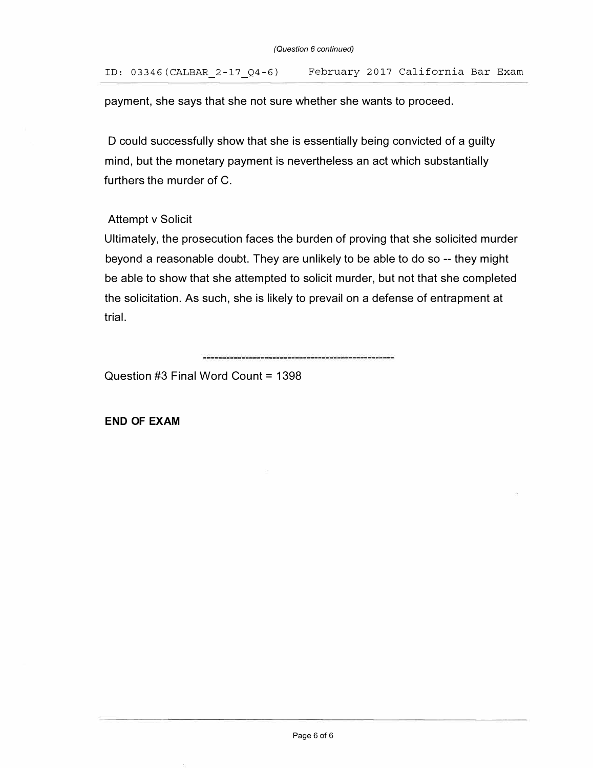payment, she says that she not sure whether she wants to proceed.

D could successfully show that she is essentially being convicted of a guilty mind, but the monetary payment is nevertheless an act which substantially furthers the murder of C.

Attempt v Solicit

Ultimately, the prosecution faces the burden of proving that she solicited murder beyond a reasonable doubt. They are unlikely to be able to do so -- they might be able to show that she attempted to solicit murder, but not that she completed the solicitation. As such, she is likely to prevail on a defense of entrapment at trial.

---

Question #3 Final Word Count = 1398

**END OF EXAM**